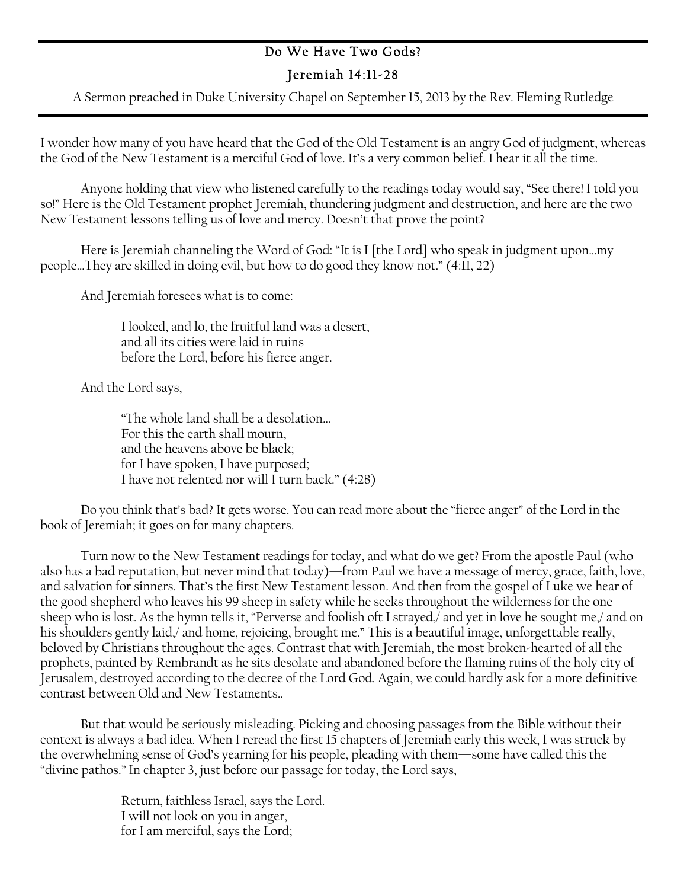# Do We Have Two Gods?

## Jeremiah 14:11-28

A Sermon preached in Duke University Chapel on September 15, 2013 by the Rev. Fleming Rutledge

---

I wonder how many of you have heard that the God of the Old Testament is an angry God of judgment, whereas the God of the New Testament is a merciful God of love. It's a very common belief. I hear it all the time.

Anyone holding that view who listened carefully to the readings today would say, "See there! I told you so!" Here is the Old Testament prophet Jeremiah, thundering judgment and destruction, and here are the two New Testament lessons telling us of love and mercy. Doesn't that prove the point?

Here is Jeremiah channeling the Word of God: "It is I [the Lord] who speak in judgment upon…my people…They are skilled in doing evil, but how to do good they know not." (4:11, 22)

And Jeremiah foresees what is to come:

> I looked, and lo, the fruitful land was a desert,
> and all its cities were laid in ruins
> before the Lord, before his fierce anger.

And the Lord says,

> "The whole land shall be a desolation…
> For this the earth shall mourn,
> and the heavens above be black;
> for I have spoken, I have purposed;
> I have not relented nor will I turn back." (4:28)

Do you think that's bad? It gets worse. You can read more about the "fierce anger" of the Lord in the book of Jeremiah; it goes on for many chapters.

Turn now to the New Testament readings for today, and what do we get? From the apostle Paul (who also has a bad reputation, but never mind that today)—from Paul we have a message of mercy, grace, faith, love, and salvation for sinners. That's the first New Testament lesson. And then from the gospel of Luke we hear of the good shepherd who leaves his 99 sheep in safety while he seeks throughout the wilderness for the one sheep who is lost. As the hymn tells it, "Perverse and foolish oft I strayed,/ and yet in love he sought me,/ and on his shoulders gently laid,/ and home, rejoicing, brought me." This is a beautiful image, unforgettable really, beloved by Christians throughout the ages. Contrast that with Jeremiah, the most broken-hearted of all the prophets, painted by Rembrandt as he sits desolate and abandoned before the flaming ruins of the holy city of Jerusalem, destroyed according to the decree of the Lord God. Again, we could hardly ask for a more definitive contrast between Old and New Testaments..

But that would be seriously misleading. Picking and choosing passages from the Bible without their context is always a bad idea. When I reread the first 15 chapters of Jeremiah early this week, I was struck by the overwhelming sense of God's yearning for his people, pleading with them—some have called this the "divine pathos." In chapter 3, just before our passage for today, the Lord says,

> Return, faithless Israel, says the Lord.
> I will not look on you in anger,
> for I am merciful, says the Lord;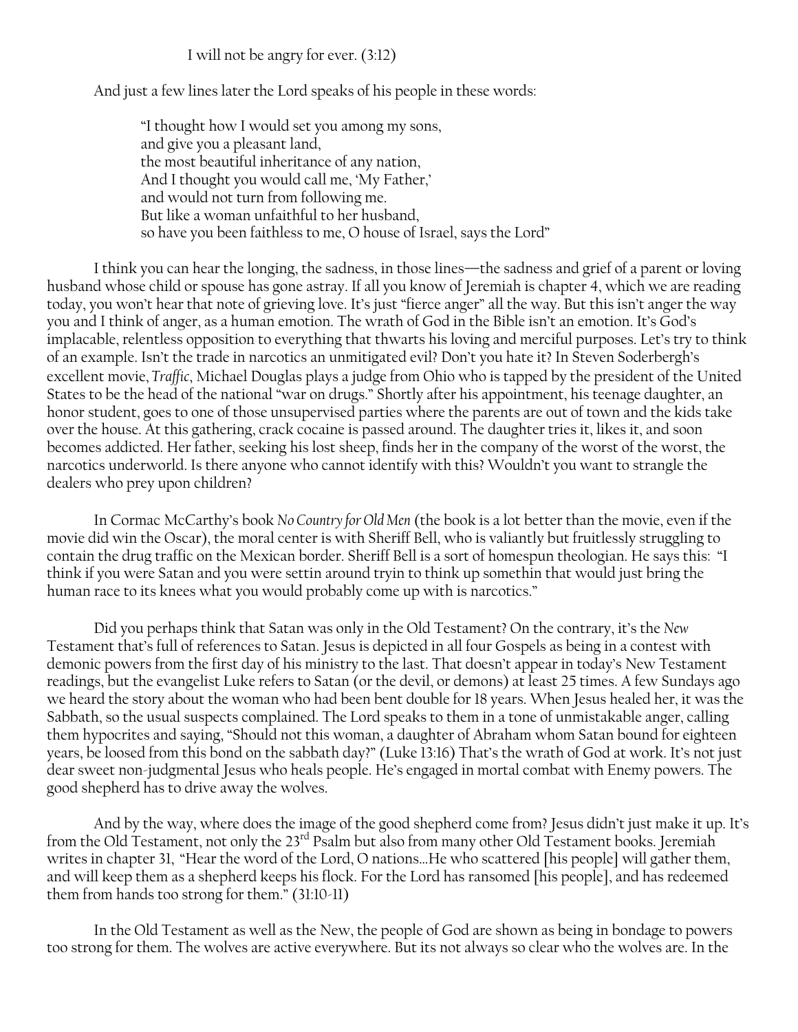I will not be angry for ever. (3:12)

And just a few lines later the Lord speaks of his people in these words:

> "I thought how I would set you among my sons,
> and give you a pleasant land,
> the most beautiful inheritance of any nation,
> And I thought you would call me, 'My Father,'
> and would not turn from following me.
> But like a woman unfaithful to her husband,
> so have you been faithless to me, O house of Israel, says the Lord"

I think you can hear the longing, the sadness, in those lines—the sadness and grief of a parent or loving husband whose child or spouse has gone astray. If all you know of Jeremiah is chapter 4, which we are reading today, you won't hear that note of grieving love. It's just "fierce anger" all the way. But this isn't anger the way you and I think of anger, as a human emotion. The wrath of God in the Bible isn't an emotion. It's God's implacable, relentless opposition to everything that thwarts his loving and merciful purposes. Let's try to think of an example. Isn't the trade in narcotics an unmitigated evil? Don't you hate it? In Steven Soderbergh's excellent movie, *Traffic*, Michael Douglas plays a judge from Ohio who is tapped by the president of the United States to be the head of the national "war on drugs." Shortly after his appointment, his teenage daughter, an honor student, goes to one of those unsupervised parties where the parents are out of town and the kids take over the house. At this gathering, crack cocaine is passed around. The daughter tries it, likes it, and soon becomes addicted. Her father, seeking his lost sheep, finds her in the company of the worst of the worst, the narcotics underworld. Is there anyone who cannot identify with this? Wouldn't you want to strangle the dealers who prey upon children?

In Cormac McCarthy's book *No Country for Old Men* (the book is a lot better than the movie, even if the movie did win the Oscar), the moral center is with Sheriff Bell, who is valiantly but fruitlessly struggling to contain the drug traffic on the Mexican border. Sheriff Bell is a sort of homespun theologian. He says this: "I think if you were Satan and you were settin around tryin to think up somethin that would just bring the human race to its knees what you would probably come up with is narcotics."

Did you perhaps think that Satan was only in the Old Testament? On the contrary, it's the *New* Testament that's full of references to Satan. Jesus is depicted in all four Gospels as being in a contest with demonic powers from the first day of his ministry to the last. That doesn't appear in today's New Testament readings, but the evangelist Luke refers to Satan (or the devil, or demons) at least 25 times. A few Sundays ago we heard the story about the woman who had been bent double for 18 years. When Jesus healed her, it was the Sabbath, so the usual suspects complained. The Lord speaks to them in a tone of unmistakable anger, calling them hypocrites and saying, "Should not this woman, a daughter of Abraham whom Satan bound for eighteen years, be loosed from this bond on the sabbath day?" (Luke 13:16) That's the wrath of God at work. It's not just dear sweet non-judgmental Jesus who heals people. He's engaged in mortal combat with Enemy powers. The good shepherd has to drive away the wolves.

And by the way, where does the image of the good shepherd come from? Jesus didn't just make it up. It's from the Old Testament, not only the 23rd Psalm but also from many other Old Testament books. Jeremiah writes in chapter 31, "Hear the word of the Lord, O nations…He who scattered [his people] will gather them, and will keep them as a shepherd keeps his flock. For the Lord has ransomed [his people], and has redeemed them from hands too strong for them." (31:10-11)

In the Old Testament as well as the New, the people of God are shown as being in bondage to powers too strong for them. The wolves are active everywhere. But its not always so clear who the wolves are. In the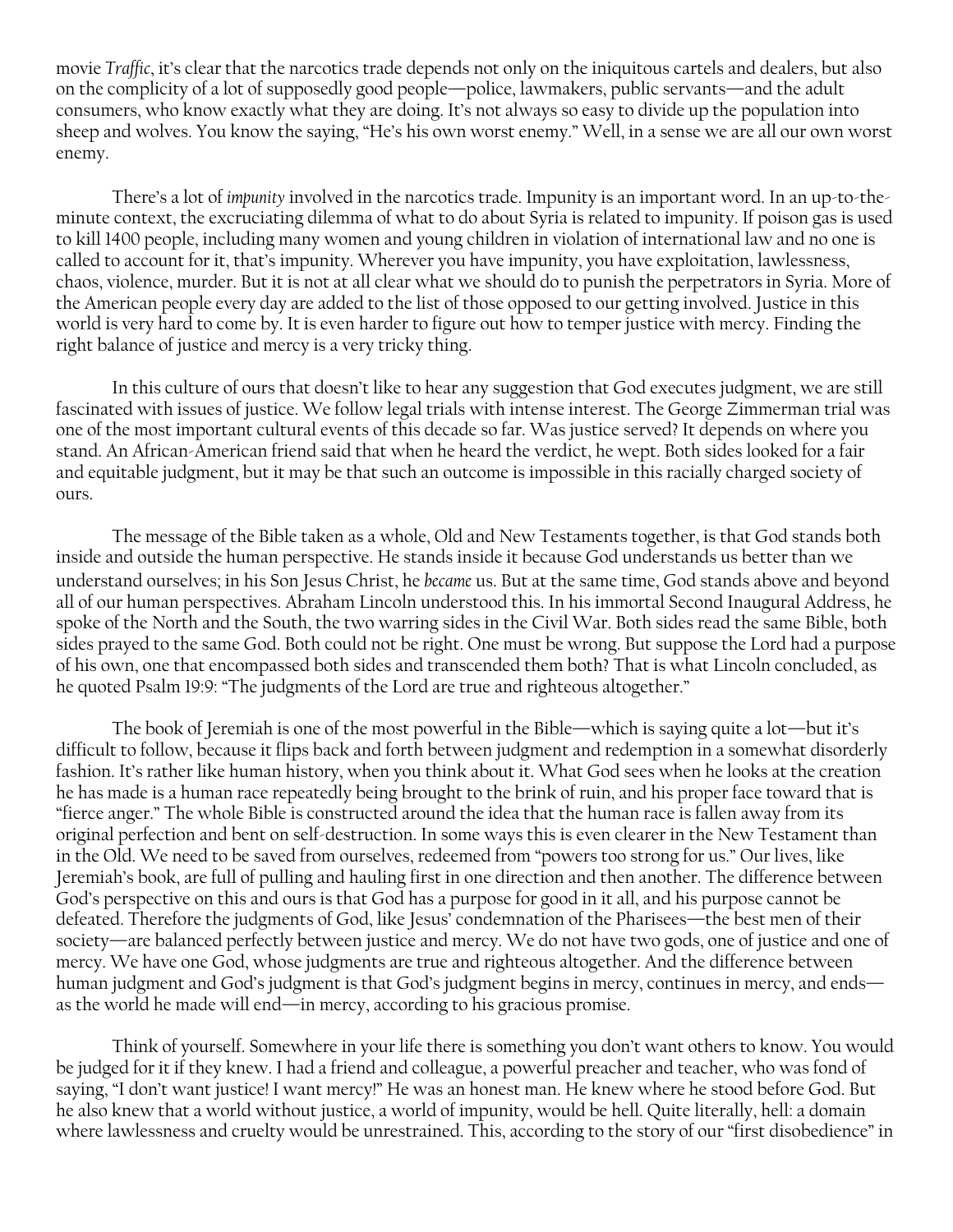movie *Traffic*, it's clear that the narcotics trade depends not only on the iniquitous cartels and dealers, but also on the complicity of a lot of supposedly good people—police, lawmakers, public servants—and the adult consumers, who know exactly what they are doing. It's not always so easy to divide up the population into sheep and wolves. You know the saying, "He's his own worst enemy." Well, in a sense we are all our own worst enemy.

There's a lot of *impunity* involved in the narcotics trade. Impunity is an important word. In an up-to-the-minute context, the excruciating dilemma of what to do about Syria is related to impunity. If poison gas is used to kill 1400 people, including many women and young children in violation of international law and no one is called to account for it, that's impunity. Wherever you have impunity, you have exploitation, lawlessness, chaos, violence, murder. But it is not at all clear what we should do to punish the perpetrators in Syria. More of the American people every day are added to the list of those opposed to our getting involved. Justice in this world is very hard to come by. It is even harder to figure out how to temper justice with mercy. Finding the right balance of justice and mercy is a very tricky thing.

In this culture of ours that doesn't like to hear any suggestion that God executes judgment, we are still fascinated with issues of justice. We follow legal trials with intense interest. The George Zimmerman trial was one of the most important cultural events of this decade so far. Was justice served? It depends on where you stand. An African-American friend said that when he heard the verdict, he wept. Both sides looked for a fair and equitable judgment, but it may be that such an outcome is impossible in this racially charged society of ours.

The message of the Bible taken as a whole, Old and New Testaments together, is that God stands both inside and outside the human perspective. He stands inside it because God understands us better than we understand ourselves; in his Son Jesus Christ, he *became* us. But at the same time, God stands above and beyond all of our human perspectives. Abraham Lincoln understood this. In his immortal Second Inaugural Address, he spoke of the North and the South, the two warring sides in the Civil War. Both sides read the same Bible, both sides prayed to the same God. Both could not be right. One must be wrong. But suppose the Lord had a purpose of his own, one that encompassed both sides and transcended them both? That is what Lincoln concluded, as he quoted Psalm 19:9: "The judgments of the Lord are true and righteous altogether."

The book of Jeremiah is one of the most powerful in the Bible—which is saying quite a lot—but it's difficult to follow, because it flips back and forth between judgment and redemption in a somewhat disorderly fashion. It's rather like human history, when you think about it. What God sees when he looks at the creation he has made is a human race repeatedly being brought to the brink of ruin, and his proper face toward that is "fierce anger." The whole Bible is constructed around the idea that the human race is fallen away from its original perfection and bent on self-destruction. In some ways this is even clearer in the New Testament than in the Old. We need to be saved from ourselves, redeemed from "powers too strong for us." Our lives, like Jeremiah's book, are full of pulling and hauling first in one direction and then another. The difference between God's perspective on this and ours is that God has a purpose for good in it all, and his purpose cannot be defeated. Therefore the judgments of God, like Jesus' condemnation of the Pharisees—the best men of their society—are balanced perfectly between justice and mercy. We do not have two gods, one of justice and one of mercy. We have one God, whose judgments are true and righteous altogether. And the difference between human judgment and God's judgment is that God's judgment begins in mercy, continues in mercy, and ends—as the world he made will end—in mercy, according to his gracious promise.

Think of yourself. Somewhere in your life there is something you don't want others to know. You would be judged for it if they knew. I had a friend and colleague, a powerful preacher and teacher, who was fond of saying, "I don't want justice! I want mercy!" He was an honest man. He knew where he stood before God. But he also knew that a world without justice, a world of impunity, would be hell. Quite literally, hell: a domain where lawlessness and cruelty would be unrestrained. This, according to the story of our "first disobedience" in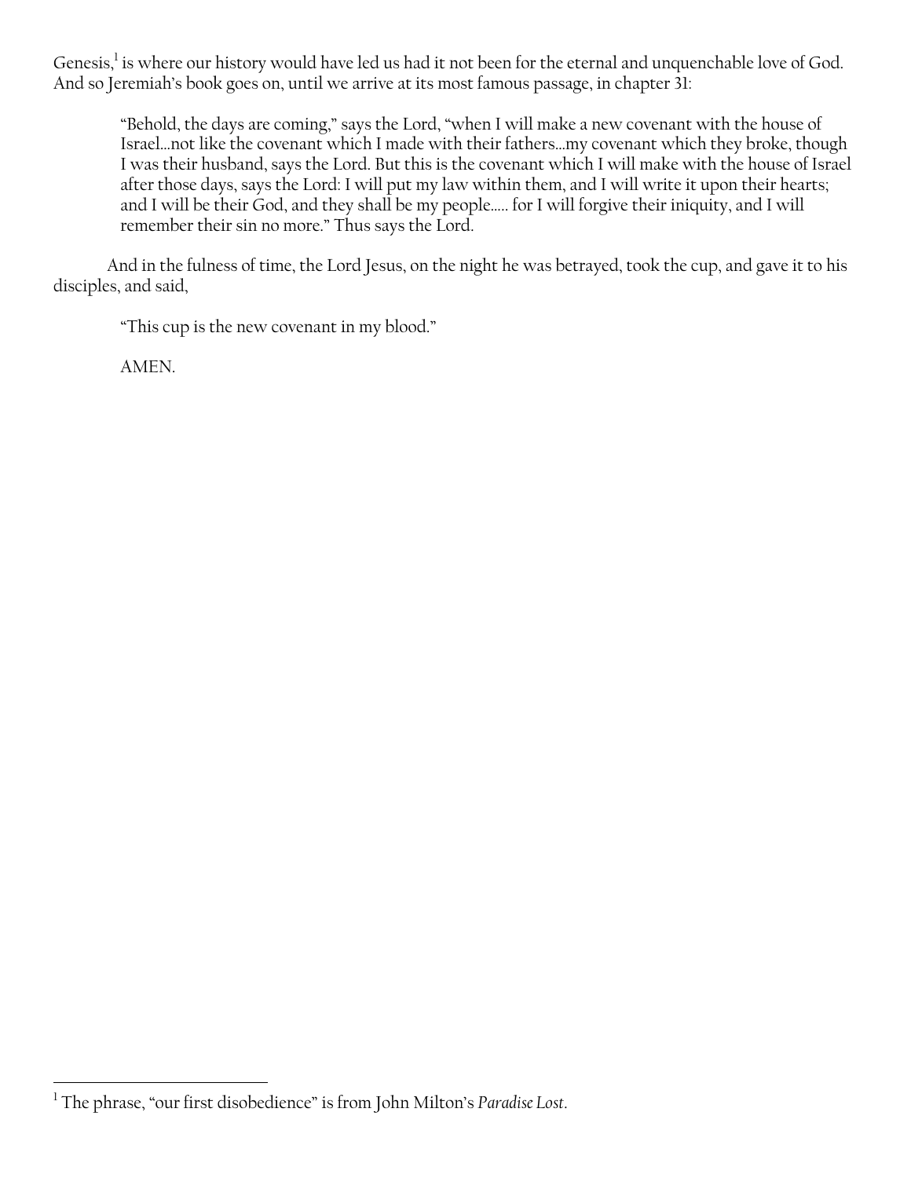Genesis,[1] is where our history would have led us had it not been for the eternal and unquenchable love of God. And so Jeremiah's book goes on, until we arrive at its most famous passage, in chapter 31:

> "Behold, the days are coming," says the Lord, "when I will make a new covenant with the house of Israel…not like the covenant which I made with their fathers…my covenant which they broke, though I was their husband, says the Lord. But this is the covenant which I will make with the house of Israel after those days, says the Lord: I will put my law within them, and I will write it upon their hearts; and I will be their God, and they shall be my people….. for I will forgive their iniquity, and I will remember their sin no more." Thus says the Lord.

And in the fulness of time, the Lord Jesus, on the night he was betrayed, took the cup, and gave it to his disciples, and said,

> "This cup is the new covenant in my blood."

AMEN.

[1] The phrase, "our first disobedience" is from John Milton's *Paradise Lost*.